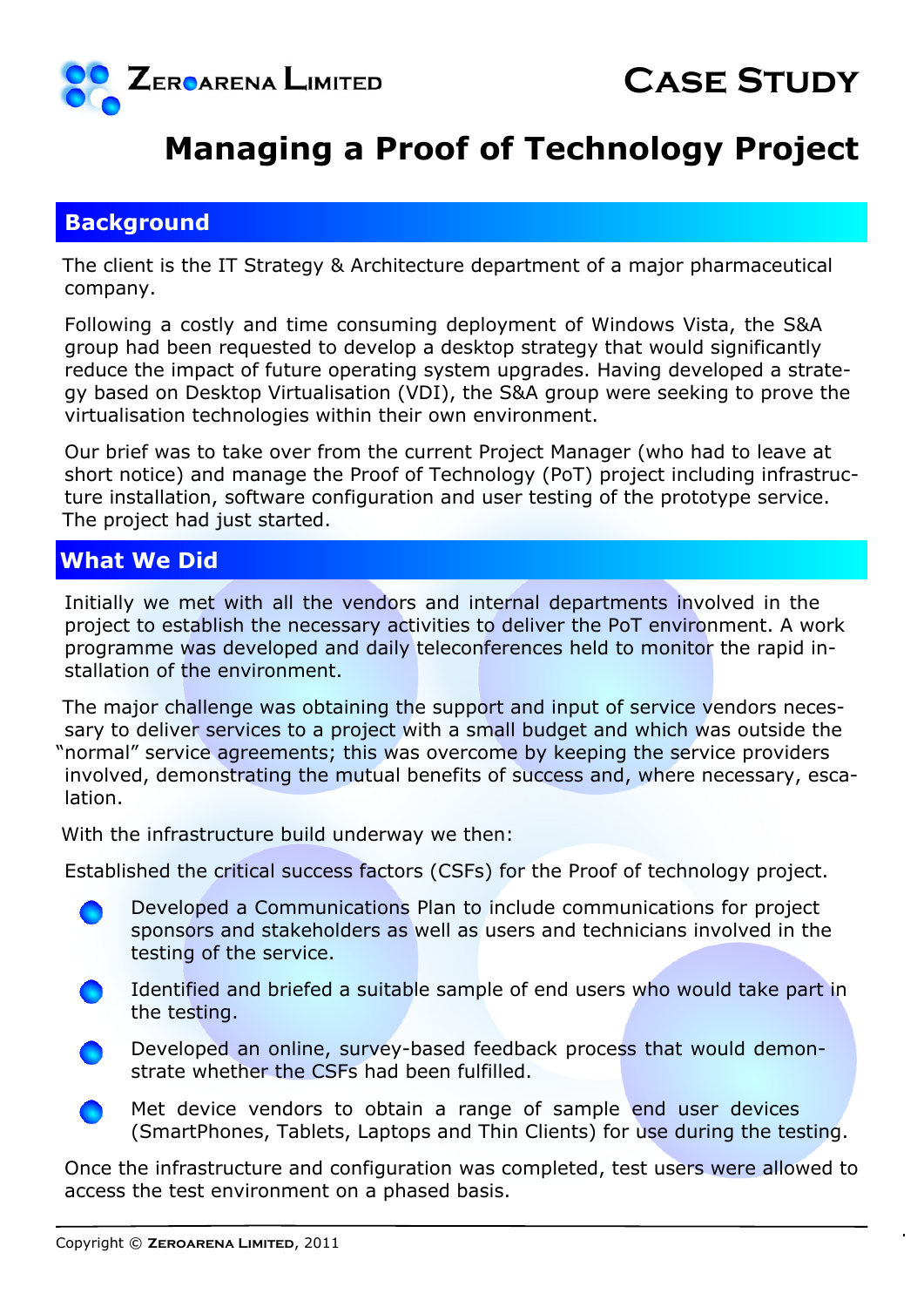**Zeroarena Limited** **Case Study**

# Managing a Proof of Technology Project

## Background

The client is the IT Strategy & Architecture department of a major pharmaceutical company.

Following a costly and time consuming deployment of Windows Vista, the S&A group had been requested to develop a desktop strategy that would significantly reduce the impact of future operating system upgrades. Having developed a strategy based on Desktop Virtualisation (VDI), the S&A group were seeking to prove the virtualisation technologies within their own environment.

Our brief was to take over from the current Project Manager (who had to leave at short notice) and manage the Proof of Technology (PoT) project including infrastructure installation, software configuration and user testing of the prototype service. The project had just started.

## What We Did

Initially we met with all the vendors and internal departments involved in the project to establish the necessary activities to deliver the PoT environment. A work programme was developed and daily teleconferences held to monitor the rapid installation of the environment.

The major challenge was obtaining the support and input of service vendors necessary to deliver services to a project with a small budget and which was outside the "normal" service agreements; this was overcome by keeping the service providers involved, demonstrating the mutual benefits of success and, where necessary, escalation.

With the infrastructure build underway we then:

Established the critical success factors (CSFs) for the Proof of technology project.

- Developed a Communications Plan to include communications for project sponsors and stakeholders as well as users and technicians involved in the testing of the service.
- Identified and briefed a suitable sample of end users who would take part in the testing.
- Developed an online, survey-based feedback process that would demonstrate whether the CSFs had been fulfilled.
- Met device vendors to obtain a range of sample end user devices (SmartPhones, Tablets, Laptops and Thin Clients) for use during the testing.

Once the infrastructure and configuration was completed, test users were allowed to access the test environment on a phased basis.

Copyright © Zeroarena Limited, 2011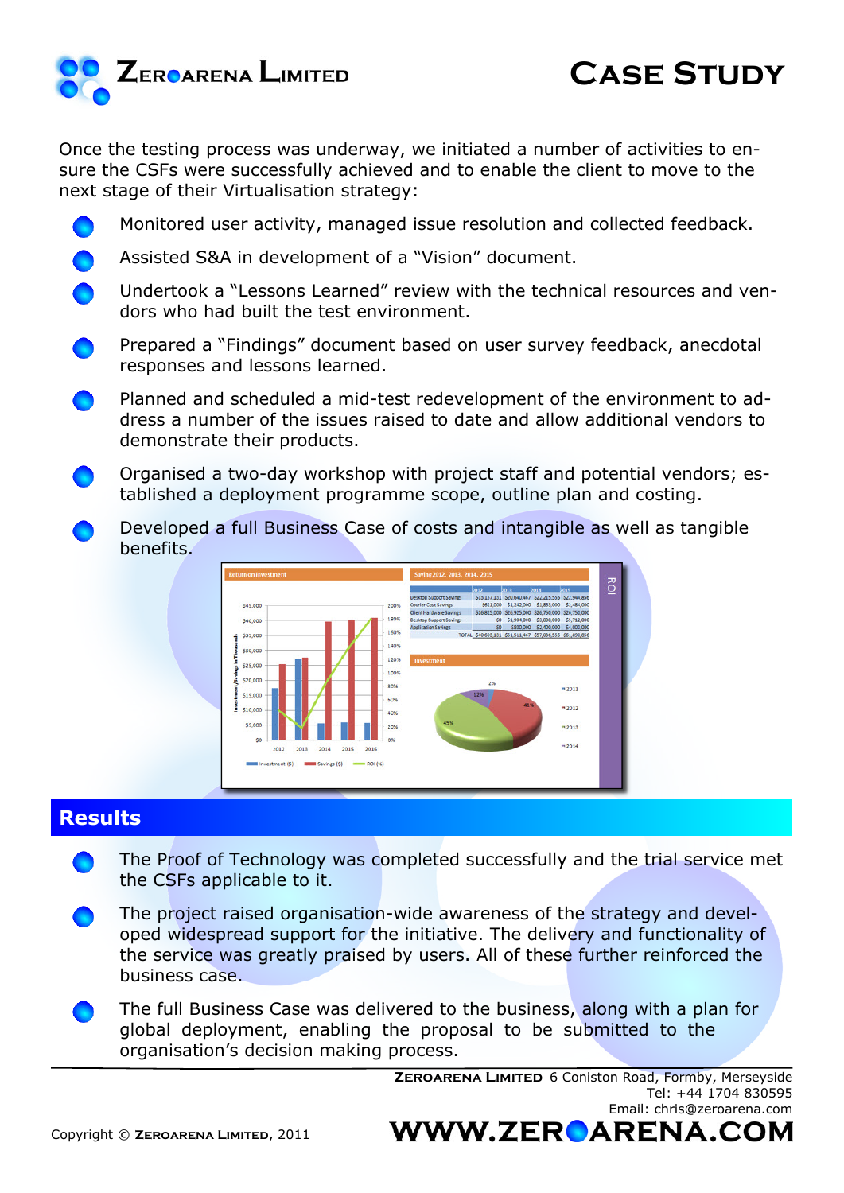Once the testing process was underway, we initiated a number of activities to ensure the CSFs were successfully achieved and to enable the client to move to the next stage of their Virtualisation strategy:

- Monitored user activity, managed issue resolution and collected feedback.
- Assisted S&A in development of a "Vision" document.
- Undertook a "Lessons Learned" review with the technical resources and vendors who had built the test environment.
- Prepared a "Findings" document based on user survey feedback, anecdotal responses and lessons learned.
- Planned and scheduled a mid-test redevelopment of the environment to address a number of the issues raised to date and allow additional vendors to demonstrate their products.
- Organised a two-day workshop with project staff and potential vendors; established a deployment programme scope, outline plan and costing.
- Developed a full Business Case of costs and intangible as well as tangible benefits.

ROI

Return on Investment

$45,000
$40,000
$35,000
$30,000
$25,000
$20,000
$15,000
$10,000
$5,000
$0

Investment/Savings in Thousands

200%
180%
160%
140%
120%
100%
80%
60%
40%
20%
0%

2012 2013 2014 2015 2016

Investment ($) Savings ($) ROI (%)

Saving 2012, 2013, 2014, 2015

| | 2012 | 2013 | 2014 | 2015 |
|---|---|---|---|---|
| Desktop Support Savings | $13,157,131 | $20,640,467 | $22,215,535 | $22,944,856 |
| Courier Cost Savings | $611,000 | $1,242,000 | $1,863,000 | $2,484,000 |
| Client Hardware Savings | $26,825,000 | $26,755,000 | $26,750,000 | $26,750,000 |
| Desktop Support Savings | $0 | $1,994,000 | $3,808,000 | $5,712,000 |
| Application Savings | $0 | $880,000 | $2,400,000 | $4,000,000 |
| TOTAL | $40,593,131 | $51,511,467 | $57,036,535 | $61,890,856 |

Investment

2%
12%
41%
45%

2011
2012
2013
2014

## Results

- The Proof of Technology was completed successfully and the trial service met the CSFs applicable to it.
- The project raised organisation-wide awareness of the strategy and developed widespread support for the initiative. The delivery and functionality of the service was greatly praised by users. All of these further reinforced the business case.
- The full Business Case was delivered to the business, along with a plan for global deployment, enabling the proposal to be submitted to the organisation's decision making process.

**ZEROARENA LIMITED** 6 Coniston Road, Formby, Merseyside
Tel: +44 1704 830595
Email: chris@zeroarena.com

Copyright © ZEROARENA LIMITED, 2011

**WWW.ZEROARENA.COM**